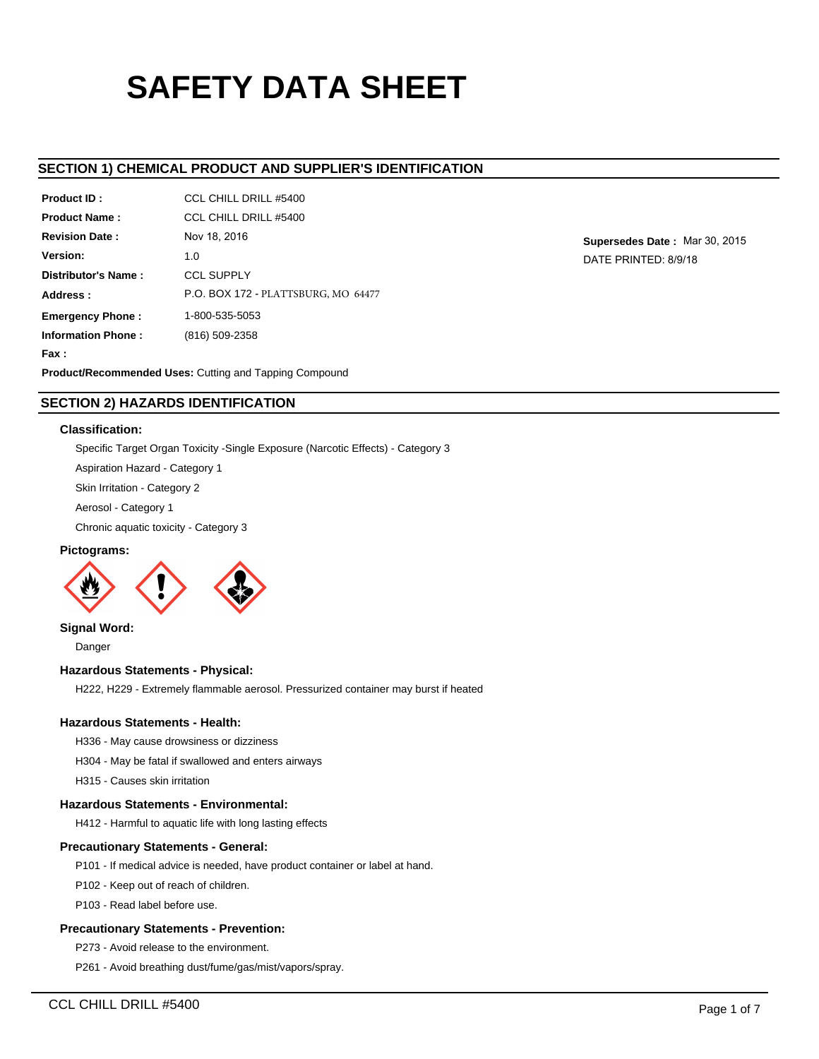# SAFETY DATA SHEET

## SECTION 1) CHEMICAL PRODUCT AND SUPPLIER'S IDENTIFICATION

**Product ID :** CCL CHILL DRILL #5400

**Product Name :** CCL CHILL DRILL #5400

**Revision Date :** Nov 18, 2016

**Version:** 1.0

**Distributor's Name :** CCL SUPPLY

**Address :** P.O. BOX 172 - PLATTSBURG, MO 64477

**Emergency Phone :** 1-800-535-5053

**Information Phone :** (816) 509-2358

**Fax :**

**Supersedes Date :** Mar 30, 2015

DATE PRINTED: 8/9/18

**Product/Recommended Uses:** Cutting and Tapping Compound

## SECTION 2) HAZARDS IDENTIFICATION

### Classification:

Specific Target Organ Toxicity -Single Exposure (Narcotic Effects) - Category 3

Aspiration Hazard - Category 1

Skin Irritation - Category 2

Aerosol - Category 1

Chronic aquatic toxicity - Category 3

### Pictograms:

### Signal Word:

Danger

### Hazardous Statements - Physical:

H222, H229 - Extremely flammable aerosol. Pressurized container may burst if heated

### Hazardous Statements - Health:

H336 - May cause drowsiness or dizziness

H304 - May be fatal if swallowed and enters airways

H315 - Causes skin irritation

### Hazardous Statements - Environmental:

H412 - Harmful to aquatic life with long lasting effects

### Precautionary Statements - General:

P101 - If medical advice is needed, have product container or label at hand.

P102 - Keep out of reach of children.

P103 - Read label before use.

### Precautionary Statements - Prevention:

P273 - Avoid release to the environment.

P261 - Avoid breathing dust/fume/gas/mist/vapors/spray.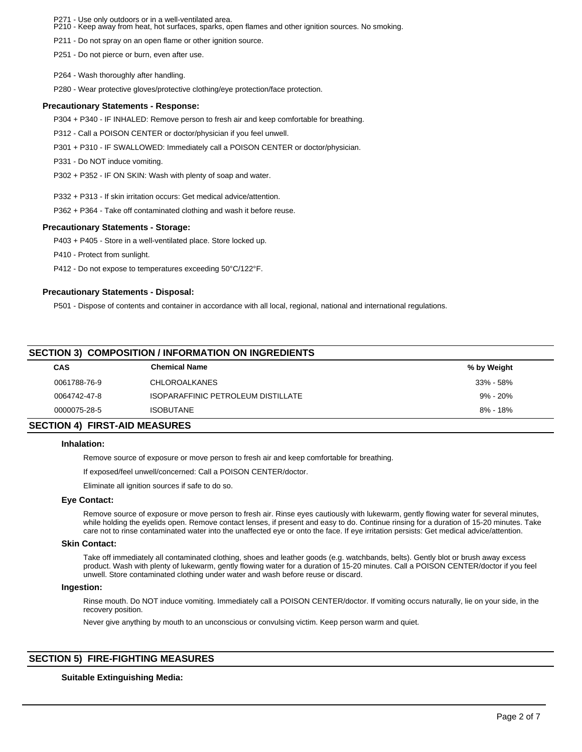P271 - Use only outdoors or in a well-ventilated area.
P210 - Keep away from heat, hot surfaces, sparks, open flames and other ignition sources. No smoking.

P211 - Do not spray on an open flame or other ignition source.

P251 - Do not pierce or burn, even after use.

P264 - Wash thoroughly after handling.

P280 - Wear protective gloves/protective clothing/eye protection/face protection.

#### Precautionary Statements - Response:

P304 + P340 - IF INHALED: Remove person to fresh air and keep comfortable for breathing.

P312 - Call a POISON CENTER or doctor/physician if you feel unwell.

P301 + P310 - IF SWALLOWED: Immediately call a POISON CENTER or doctor/physician.

P331 - Do NOT induce vomiting.

P302 + P352 - IF ON SKIN: Wash with plenty of soap and water.

P332 + P313 - If skin irritation occurs: Get medical advice/attention.

P362 + P364 - Take off contaminated clothing and wash it before reuse.

#### Precautionary Statements - Storage:

P403 + P405 - Store in a well-ventilated place. Store locked up.

P410 - Protect from sunlight.

P412 - Do not expose to temperatures exceeding 50°C/122°F.

#### Precautionary Statements - Disposal:

P501 - Dispose of contents and container in accordance with all local, regional, national and international regulations.

## SECTION 3) COMPOSITION / INFORMATION ON INGREDIENTS

| CAS | Chemical Name | % by Weight |
|---|---|---|
| 0061788-76-9 | CHLOROALKANES | 33% - 58% |
| 0064742-47-8 | ISOPARAFFINIC PETROLEUM DISTILLATE | 9% - 20% |
| 0000075-28-5 | ISOBUTANE | 8% - 18% |

## SECTION 4) FIRST-AID MEASURES

#### Inhalation:

Remove source of exposure or move person to fresh air and keep comfortable for breathing.

If exposed/feel unwell/concerned: Call a POISON CENTER/doctor.

Eliminate all ignition sources if safe to do so.

#### Eye Contact:

Remove source of exposure or move person to fresh air. Rinse eyes cautiously with lukewarm, gently flowing water for several minutes, while holding the eyelids open. Remove contact lenses, if present and easy to do. Continue rinsing for a duration of 15-20 minutes. Take care not to rinse contaminated water into the unaffected eye or onto the face. If eye irritation persists: Get medical advice/attention.

#### Skin Contact:

Take off immediately all contaminated clothing, shoes and leather goods (e.g. watchbands, belts). Gently blot or brush away excess product. Wash with plenty of lukewarm, gently flowing water for a duration of 15-20 minutes. Call a POISON CENTER/doctor if you feel unwell. Store contaminated clothing under water and wash before reuse or discard.

#### Ingestion:

Rinse mouth. Do NOT induce vomiting. Immediately call a POISON CENTER/doctor. If vomiting occurs naturally, lie on your side, in the recovery position.

Never give anything by mouth to an unconscious or convulsing victim. Keep person warm and quiet.

## SECTION 5) FIRE-FIGHTING MEASURES

#### Suitable Extinguishing Media: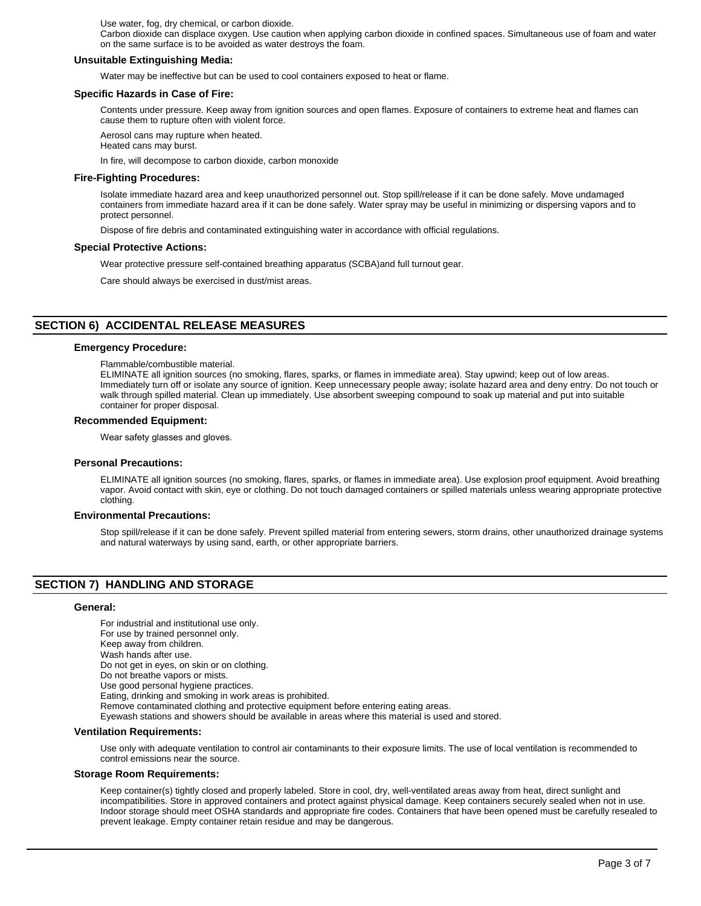Use water, fog, dry chemical, or carbon dioxide.
Carbon dioxide can displace oxygen. Use caution when applying carbon dioxide in confined spaces. Simultaneous use of foam and water on the same surface is to be avoided as water destroys the foam.

**Unsuitable Extinguishing Media:**

Water may be ineffective but can be used to cool containers exposed to heat or flame.

**Specific Hazards in Case of Fire:**

Contents under pressure. Keep away from ignition sources and open flames. Exposure of containers to extreme heat and flames can cause them to rupture often with violent force.

Aerosol cans may rupture when heated.
Heated cans may burst.

In fire, will decompose to carbon dioxide, carbon monoxide

**Fire-Fighting Procedures:**

Isolate immediate hazard area and keep unauthorized personnel out. Stop spill/release if it can be done safely. Move undamaged containers from immediate hazard area if it can be done safely. Water spray may be useful in minimizing or dispersing vapors and to protect personnel.

Dispose of fire debris and contaminated extinguishing water in accordance with official regulations.

**Special Protective Actions:**

Wear protective pressure self-contained breathing apparatus (SCBA)and full turnout gear.

Care should always be exercised in dust/mist areas.

## SECTION 6) ACCIDENTAL RELEASE MEASURES

**Emergency Procedure:**

Flammable/combustible material.
ELIMINATE all ignition sources (no smoking, flares, sparks, or flames in immediate area). Stay upwind; keep out of low areas. Immediately turn off or isolate any source of ignition. Keep unnecessary people away; isolate hazard area and deny entry. Do not touch or walk through spilled material. Clean up immediately. Use absorbent sweeping compound to soak up material and put into suitable container for proper disposal.

**Recommended Equipment:**

Wear safety glasses and gloves.

**Personal Precautions:**

ELIMINATE all ignition sources (no smoking, flares, sparks, or flames in immediate area). Use explosion proof equipment. Avoid breathing vapor. Avoid contact with skin, eye or clothing. Do not touch damaged containers or spilled materials unless wearing appropriate protective clothing.

**Environmental Precautions:**

Stop spill/release if it can be done safely. Prevent spilled material from entering sewers, storm drains, other unauthorized drainage systems and natural waterways by using sand, earth, or other appropriate barriers.

## SECTION 7) HANDLING AND STORAGE

**General:**

For industrial and institutional use only.
For use by trained personnel only.
Keep away from children.
Wash hands after use.
Do not get in eyes, on skin or on clothing.
Do not breathe vapors or mists.
Use good personal hygiene practices.
Eating, drinking and smoking in work areas is prohibited.
Remove contaminated clothing and protective equipment before entering eating areas.
Eyewash stations and showers should be available in areas where this material is used and stored.

**Ventilation Requirements:**

Use only with adequate ventilation to control air contaminants to their exposure limits. The use of local ventilation is recommended to control emissions near the source.

**Storage Room Requirements:**

Keep container(s) tightly closed and properly labeled. Store in cool, dry, well-ventilated areas away from heat, direct sunlight and incompatibilities. Store in approved containers and protect against physical damage. Keep containers securely sealed when not in use. Indoor storage should meet OSHA standards and appropriate fire codes. Containers that have been opened must be carefully resealed to prevent leakage. Empty container retain residue and may be dangerous.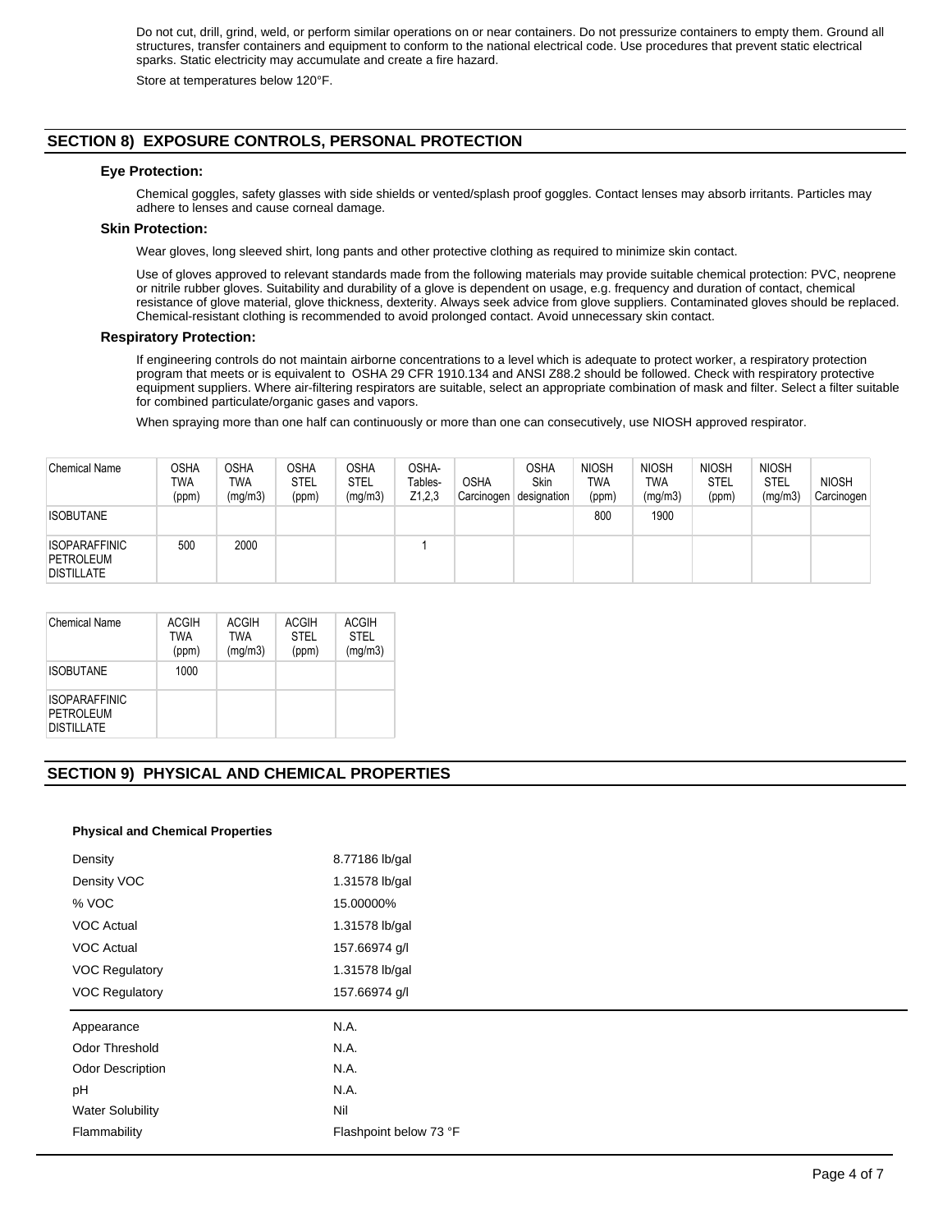Do not cut, drill, grind, weld, or perform similar operations on or near containers. Do not pressurize containers to empty them. Ground all structures, transfer containers and equipment to conform to the national electrical code. Use procedures that prevent static electrical sparks. Static electricity may accumulate and create a fire hazard.

Store at temperatures below 120°F.

## SECTION 8) EXPOSURE CONTROLS, PERSONAL PROTECTION

### Eye Protection:

Chemical goggles, safety glasses with side shields or vented/splash proof goggles. Contact lenses may absorb irritants. Particles may adhere to lenses and cause corneal damage.

### Skin Protection:

Wear gloves, long sleeved shirt, long pants and other protective clothing as required to minimize skin contact.

Use of gloves approved to relevant standards made from the following materials may provide suitable chemical protection: PVC, neoprene or nitrile rubber gloves. Suitability and durability of a glove is dependent on usage, e.g. frequency and duration of contact, chemical resistance of glove material, glove thickness, dexterity. Always seek advice from glove suppliers. Contaminated gloves should be replaced. Chemical-resistant clothing is recommended to avoid prolonged contact. Avoid unnecessary skin contact.

### Respiratory Protection:

If engineering controls do not maintain airborne concentrations to a level which is adequate to protect worker, a respiratory protection program that meets or is equivalent to OSHA 29 CFR 1910.134 and ANSI Z88.2 should be followed. Check with respiratory protective equipment suppliers. Where air-filtering respirators are suitable, select an appropriate combination of mask and filter. Select a filter suitable for combined particulate/organic gases and vapors.

When spraying more than one half can continuously or more than one can consecutively, use NIOSH approved respirator.

| Chemical Name | OSHA TWA (ppm) | OSHA TWA (mg/m3) | OSHA STEL (ppm) | OSHA STEL (mg/m3) | OSHA- Tables- Z1,2,3 | OSHA Carcinogen | OSHA Skin designation | NIOSH TWA (ppm) | NIOSH TWA (mg/m3) | NIOSH STEL (ppm) | NIOSH STEL (mg/m3) | NIOSH Carcinogen |
|---|---|---|---|---|---|---|---|---|---|---|---|---|
| ISOBUTANE | | | | | | | | 800 | 1900 | | | |
| ISOPARAFFINIC PETROLEUM DISTILLATE | 500 | 2000 | | | 1 | | | | | | | |

| Chemical Name | ACGIH TWA (ppm) | ACGIH TWA (mg/m3) | ACGIH STEL (ppm) | ACGIH STEL (mg/m3) |
|---|---|---|---|---|
| ISOBUTANE | 1000 | | | |
| ISOPARAFFINIC PETROLEUM DISTILLATE | | | | |

## SECTION 9) PHYSICAL AND CHEMICAL PROPERTIES

**Physical and Chemical Properties**

| | |
|---|---|
| Density | 8.77186 lb/gal |
| Density VOC | 1.31578 lb/gal |
| % VOC | 15.00000% |
| VOC Actual | 1.31578 lb/gal |
| VOC Actual | 157.66974 g/l |
| VOC Regulatory | 1.31578 lb/gal |
| VOC Regulatory | 157.66974 g/l |
| Appearance | N.A. |
| Odor Threshold | N.A. |
| Odor Description | N.A. |
| pH | N.A. |
| Water Solubility | Nil |
| Flammability | Flashpoint below 73 °F |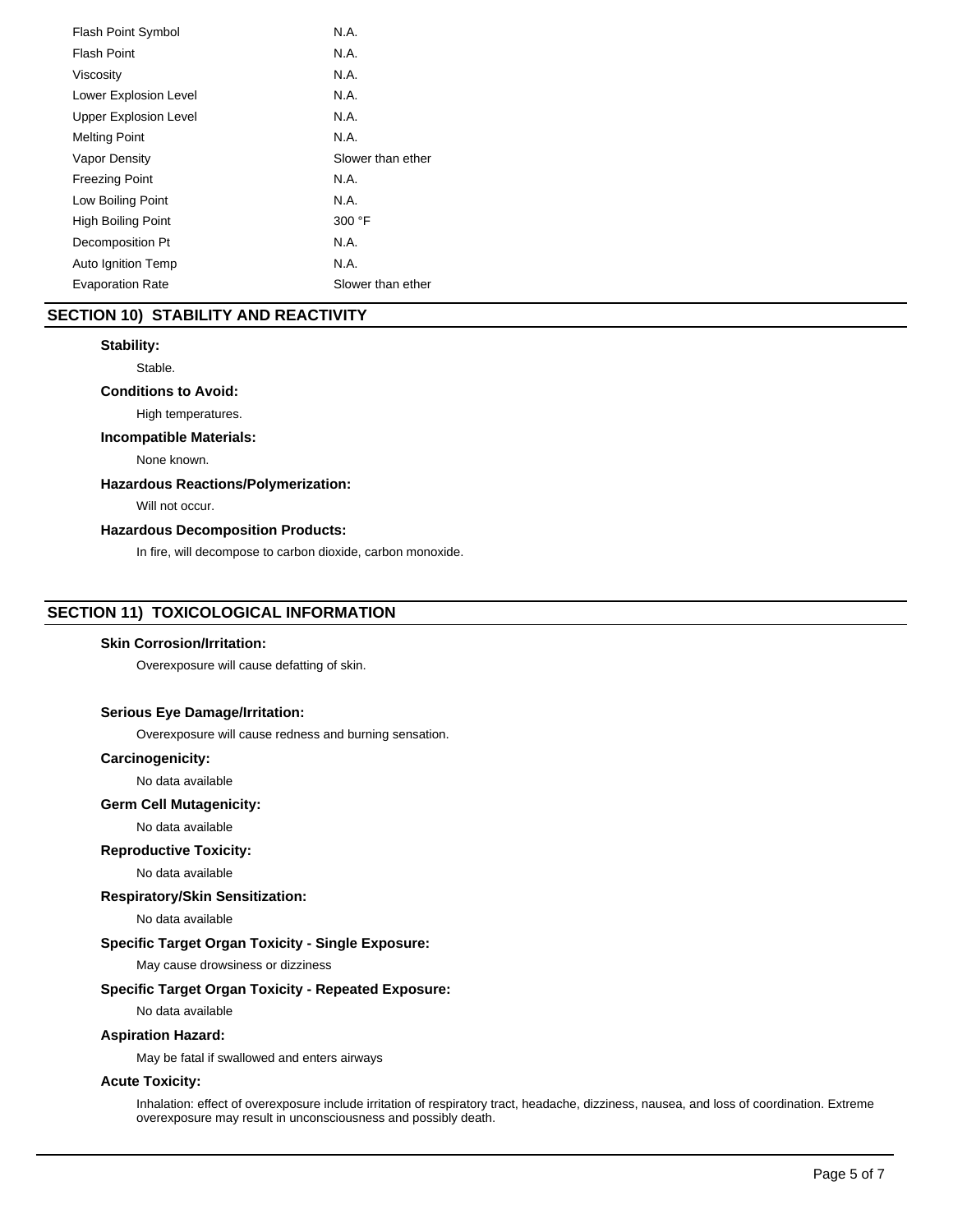| | |
|---|---|
| Flash Point Symbol | N.A. |
| Flash Point | N.A. |
| Viscosity | N.A. |
| Lower Explosion Level | N.A. |
| Upper Explosion Level | N.A. |
| Melting Point | N.A. |
| Vapor Density | Slower than ether |
| Freezing Point | N.A. |
| Low Boiling Point | N.A. |
| High Boiling Point | 300 °F |
| Decomposition Pt | N.A. |
| Auto Ignition Temp | N.A. |
| Evaporation Rate | Slower than ether |

## SECTION 10) STABILITY AND REACTIVITY

**Stability:**

Stable.

**Conditions to Avoid:**

High temperatures.

**Incompatible Materials:**

None known.

**Hazardous Reactions/Polymerization:**

Will not occur.

**Hazardous Decomposition Products:**

In fire, will decompose to carbon dioxide, carbon monoxide.

## SECTION 11) TOXICOLOGICAL INFORMATION

**Skin Corrosion/Irritation:**

Overexposure will cause defatting of skin.

**Serious Eye Damage/Irritation:**

Overexposure will cause redness and burning sensation.

**Carcinogenicity:**

No data available

**Germ Cell Mutagenicity:**

No data available

**Reproductive Toxicity:**

No data available

**Respiratory/Skin Sensitization:**

No data available

**Specific Target Organ Toxicity - Single Exposure:**

May cause drowsiness or dizziness

**Specific Target Organ Toxicity - Repeated Exposure:**

No data available

**Aspiration Hazard:**

May be fatal if swallowed and enters airways

**Acute Toxicity:**

Inhalation: effect of overexposure include irritation of respiratory tract, headache, dizziness, nausea, and loss of coordination. Extreme overexposure may result in unconsciousness and possibly death.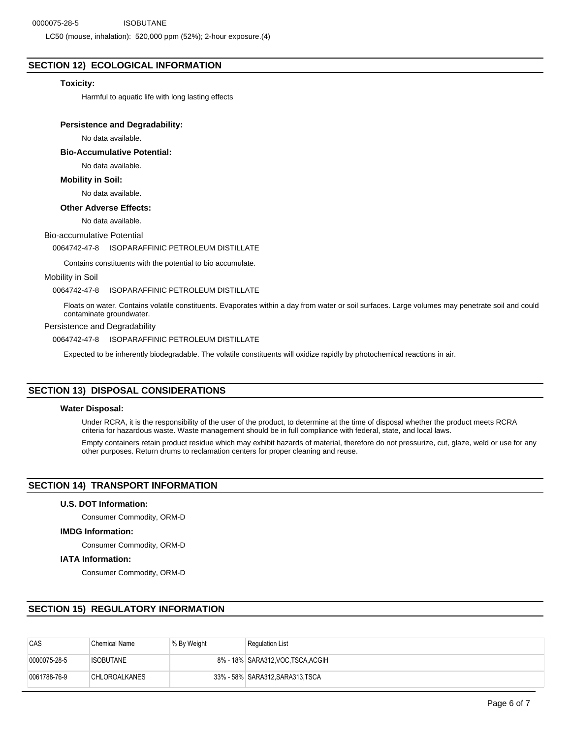0000075-28-5 ISOBUTANE

LC50 (mouse, inhalation): 520,000 ppm (52%); 2-hour exposure.(4)

## SECTION 12) ECOLOGICAL INFORMATION

**Toxicity:**

Harmful to aquatic life with long lasting effects

**Persistence and Degradability:**

No data available.

**Bio-Accumulative Potential:**

No data available.

**Mobility in Soil:**

No data available.

**Other Adverse Effects:**

No data available.

Bio-accumulative Potential

0064742-47-8 ISOPARAFFINIC PETROLEUM DISTILLATE

Contains constituents with the potential to bio accumulate.

Mobility in Soil

0064742-47-8 ISOPARAFFINIC PETROLEUM DISTILLATE

Floats on water. Contains volatile constituents. Evaporates within a day from water or soil surfaces. Large volumes may penetrate soil and could contaminate groundwater.

Persistence and Degradability

0064742-47-8 ISOPARAFFINIC PETROLEUM DISTILLATE

Expected to be inherently biodegradable. The volatile constituents will oxidize rapidly by photochemical reactions in air.

## SECTION 13) DISPOSAL CONSIDERATIONS

**Water Disposal:**

Under RCRA, it is the responsibility of the user of the product, to determine at the time of disposal whether the product meets RCRA criteria for hazardous waste. Waste management should be in full compliance with federal, state, and local laws.

Empty containers retain product residue which may exhibit hazards of material, therefore do not pressurize, cut, glaze, weld or use for any other purposes. Return drums to reclamation centers for proper cleaning and reuse.

## SECTION 14) TRANSPORT INFORMATION

**U.S. DOT Information:**

Consumer Commodity, ORM-D

**IMDG Information:**

Consumer Commodity, ORM-D

**IATA Information:**

Consumer Commodity, ORM-D

## SECTION 15) REGULATORY INFORMATION

| CAS | Chemical Name | % By Weight | Regulation List |
|---|---|---|---|
| 0000075-28-5 | ISOBUTANE | 8% - 18% | SARA312,VOC,TSCA,ACGIH |
| 0061788-76-9 | CHLOROALKANES | 33% - 58% | SARA312,SARA313,TSCA |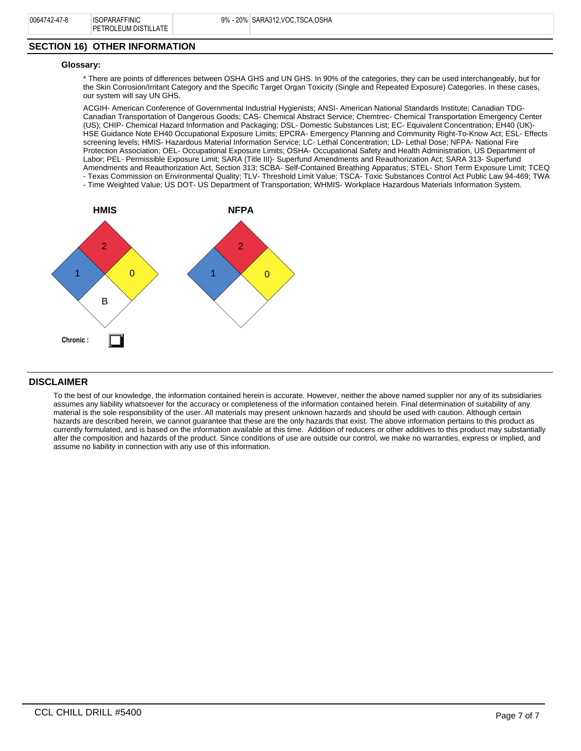| | | | |
|---|---|---|---|
| 0064742-47-8 | ISOPARAFFINIC PETROLEUM DISTILLATE | 9% - 20% | SARA312,VOC,TSCA,OSHA |

## SECTION 16) OTHER INFORMATION

**Glossary:**

* There are points of differences between OSHA GHS and UN GHS. In 90% of the categories, they can be used interchangeably, but for the Skin Corrosion/Irritant Category and the Specific Target Organ Toxicity (Single and Repeated Exposure) Categories. In these cases, our system will say UN GHS.

ACGIH- American Conference of Governmental Industrial Hygienists; ANSI- American National Standards Institute; Canadian TDG- Canadian Transportation of Dangerous Goods; CAS- Chemical Abstract Service; Chemtrec- Chemical Transportation Emergency Center (US); CHIP- Chemical Hazard Information and Packaging; DSL- Domestic Substances List; EC- Equivalent Concentration; EH40 (UK)- HSE Guidance Note EH40 Occupational Exposure Limits; EPCRA- Emergency Planning and Community Right-To-Know Act; ESL- Effects screening levels; HMIS- Hazardous Material Information Service; LC- Lethal Concentration; LD- Lethal Dose; NFPA- National Fire Protection Association; OEL- Occupational Exposure Limits; OSHA- Occupational Safety and Health Administration, US Department of Labor; PEL- Permissible Exposure Limit; SARA (Title III)- Superfund Amendments and Reauthorization Act; SARA 313- Superfund Amendments and Reauthorization Act, Section 313; SCBA- Self-Contained Breathing Apparatus; STEL- Short Term Exposure Limit; TCEQ - Texas Commission on Environmental Quality; TLV- Threshold Limit Value; TSCA- Toxic Substances Control Act Public Law 94-469; TWA - Time Weighted Value; US DOT- US Department of Transportation; WHMIS- Workplace Hazardous Materials Information System.

**HMIS**

2
1
0
B

**NFPA**

2
1
0

**Chronic :**

## DISCLAIMER

To the best of our knowledge, the information contained herein is accurate. However, neither the above named supplier nor any of its subsidiaries assumes any liability whatsoever for the accuracy or completeness of the information contained herein. Final determination of suitability of any material is the sole responsibility of the user. All materials may present unknown hazards and should be used with caution. Although certain hazards are described herein, we cannot guarantee that these are the only hazards that exist. The above information pertains to this product as currently formulated, and is based on the information available at this time. Addition of reducers or other additives to this product may substantially alter the composition and hazards of the product. Since conditions of use are outside our control, we make no warranties, express or implied, and assume no liability in connection with any use of this information.